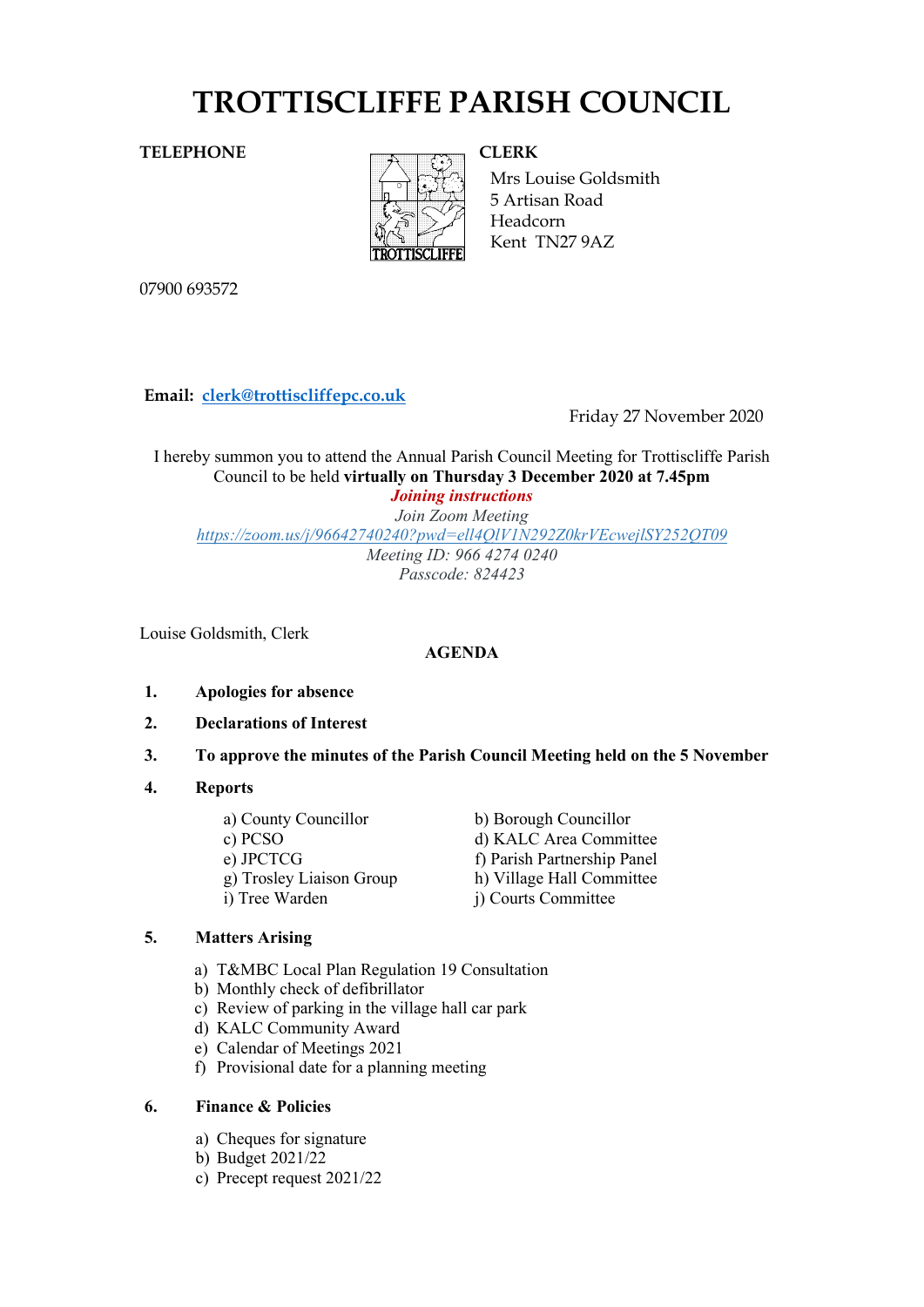# TROTTISCLIFFE PARISH COUNCIL

**TELEPHONE**

07900 693572

**CLERK**
Mrs Louise Goldsmith
5 Artisan Road
Headcorn
Kent TN27 9AZ

**Email:** **clerk@trottiscliffepc.co.uk**

Friday 27 November 2020

I hereby summon you to attend the Annual Parish Council Meeting for Trottiscliffe Parish Council to be held **virtually on Thursday 3 December 2020 at 7.45pm**

***Joining instructions***
*Join Zoom Meeting*
*https://zoom.us/j/96642740240?pwd=ell4QlV1N292Z0krVEcwejlSY252QT09*
*Meeting ID: 966 4274 0240*
*Passcode: 824423*

Louise Goldsmith, Clerk

**AGENDA**

1. **Apologies for absence**
2. **Declarations of Interest**
3. **To approve the minutes of the Parish Council Meeting held on the 5 November**
4. **Reports**

   a) County Councillor
   b) Borough Councillor
   c) PCSO
   d) KALC Area Committee
   e) JPCTCG
   f) Parish Partnership Panel
   g) Trosley Liaison Group
   h) Village Hall Committee
   i) Tree Warden
   j) Courts Committee

5. **Matters Arising**

   a) T&MBC Local Plan Regulation 19 Consultation
   b) Monthly check of defibrillator
   c) Review of parking in the village hall car park
   d) KALC Community Award
   e) Calendar of Meetings 2021
   f) Provisional date for a planning meeting

6. **Finance & Policies**

   a) Cheques for signature
   b) Budget 2021/22
   c) Precept request 2021/22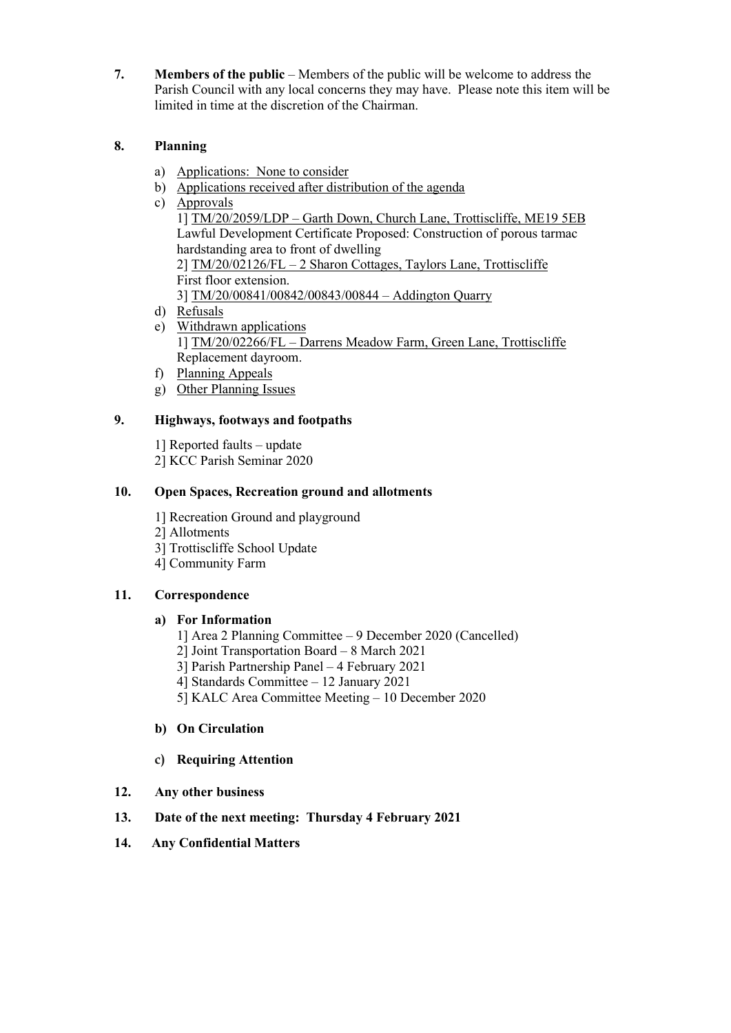**7. Members of the public** – Members of the public will be welcome to address the Parish Council with any local concerns they may have. Please note this item will be limited in time at the discretion of the Chairman.

**8. Planning**

a) Applications: None to consider
b) Applications received after distribution of the agenda
c) Approvals
   1] TM/20/2059/LDP – Garth Down, Church Lane, Trottiscliffe, ME19 5EB
   Lawful Development Certificate Proposed: Construction of porous tarmac hardstanding area to front of dwelling
   2] TM/20/02126/FL – 2 Sharon Cottages, Taylors Lane, Trottiscliffe
   First floor extension.
   3] TM/20/00841/00842/00843/00844 – Addington Quarry
d) Refusals
e) Withdrawn applications
   1] TM/20/02266/FL – Darrens Meadow Farm, Green Lane, Trottiscliffe
   Replacement dayroom.
f) Planning Appeals
g) Other Planning Issues

**9. Highways, footways and footpaths**

1] Reported faults – update
2] KCC Parish Seminar 2020

**10. Open Spaces, Recreation ground and allotments**

1] Recreation Ground and playground
2] Allotments
3] Trottiscliffe School Update
4] Community Farm

**11. Correspondence**

**a) For Information**
   1] Area 2 Planning Committee – 9 December 2020 (Cancelled)
   2] Joint Transportation Board – 8 March 2021
   3] Parish Partnership Panel – 4 February 2021
   4] Standards Committee – 12 January 2021
   5] KALC Area Committee Meeting – 10 December 2020

**b) On Circulation**

**c) Requiring Attention**

**12. Any other business**

**13. Date of the next meeting: Thursday 4 February 2021**

**14. Any Confidential Matters**